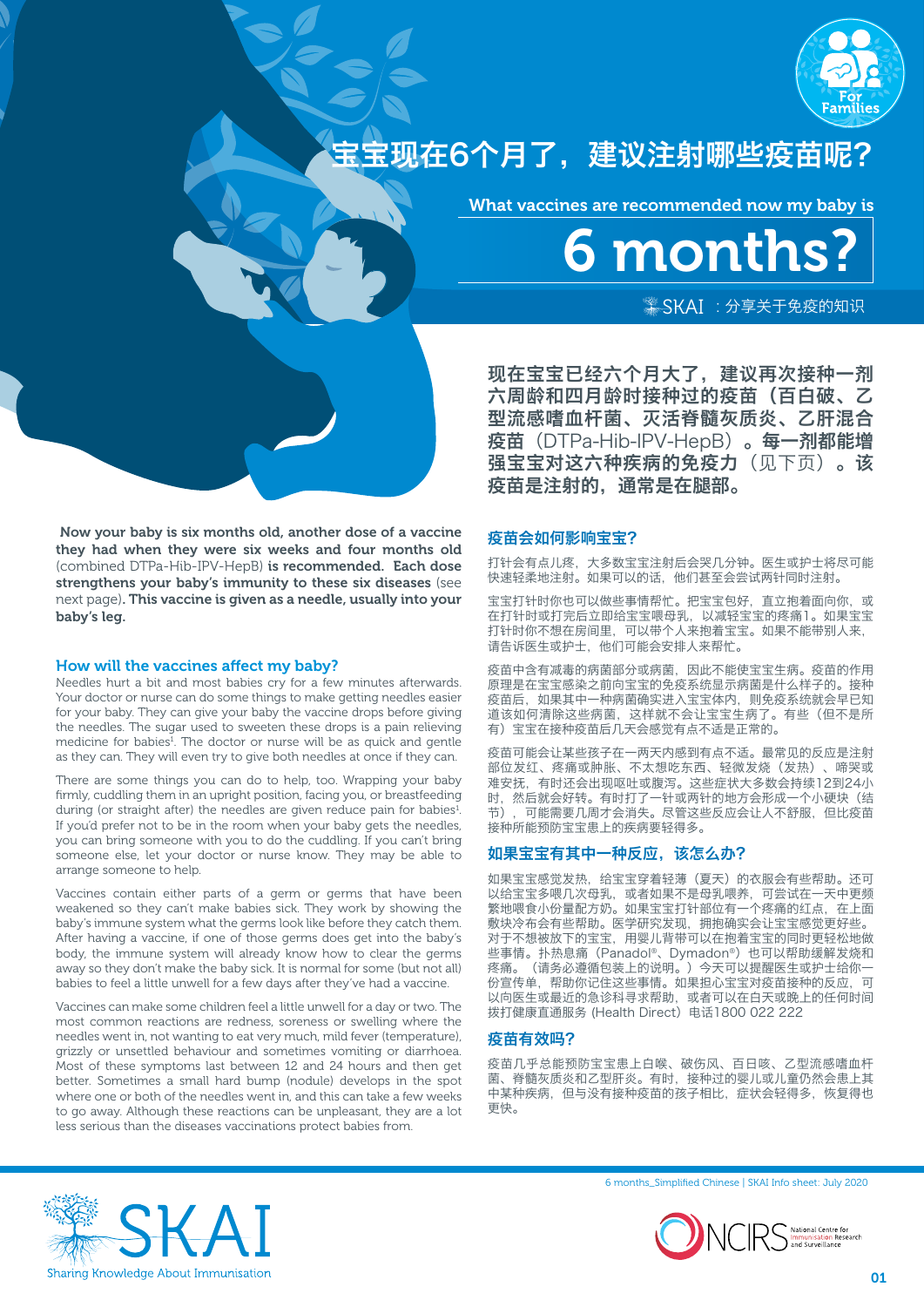# 宝宝现在6个月了，建议注射哪些疫苗呢？

## What vaccines are recommended now my baby is 6 months?

SKAI：分享关于免疫的知识

**现在宝宝已经六个月大了，建议再次接种一剂六周龄和四月龄时接种过的疫苗（百白破、乙型流感嗜血杆菌、灭活脊髓灰质炎、乙肝混合疫苗**（DTPa-Hib-IPV-HepB）**。每一剂都能增强宝宝对这六种疾病的免疫力**（见下页）**。该疫苗是注射的，通常是在腿部。**

**Now your baby is six months old, another dose of a vaccine they had when they were six weeks and four months old** (combined DTPa-Hib-IPV-HepB) **is recommended. Each dose strengthens your baby's immunity to these six diseases** (see next page)**. This vaccine is given as a needle, usually into your baby's leg.**

### How will the vaccines affect my baby?

Needles hurt a bit and most babies cry for a few minutes afterwards. Your doctor or nurse can do some things to make getting needles easier for your baby. They can give your baby the vaccine drops before giving the needles. The sugar used to sweeten these drops is a pain relieving medicine for babies[1]. The doctor or nurse will be as quick and gentle as they can. They will even try to give both needles at once if they can.

There are some things you can do to help, too. Wrapping your baby firmly, cuddling them in an upright position, facing you, or breastfeeding during (or straight after) the needles are given reduce pain for babies[1]. If you'd prefer not to be in the room when your baby gets the needles, you can bring someone with you to do the cuddling. If you can't bring someone else, let your doctor or nurse know. They may be able to arrange someone to help.

Vaccines contain either parts of a germ or germs that have been weakened so they can't make babies sick. They work by showing the baby's immune system what the germs look like before they catch them. After having a vaccine, if one of those germs does get into the baby's body, the immune system will already know how to clear the germs away so they don't make the baby sick. It is normal for some (but not all) babies to feel a little unwell for a few days after they've had a vaccine.

Vaccines can make some children feel a little unwell for a day or two. The most common reactions are redness, soreness or swelling where the needles went in, not wanting to eat very much, mild fever (temperature), grizzly or unsettled behaviour and sometimes vomiting or diarrhoea. Most of these symptoms last between 12 and 24 hours and then get better. Sometimes a small hard bump (nodule) develops in the spot where one or both of the needles went in, and this can take a few weeks to go away. Although these reactions can be unpleasant, they are a lot less serious than the diseases vaccinations protect babies from.

### 疫苗会如何影响宝宝？

打针会有点儿疼，大多数宝宝注射后会哭几分钟。医生或护士将尽可能快速轻柔地注射。如果可以的话，他们甚至会尝试两针同时注射。

宝宝打针时你也可以做些事情帮忙。把宝宝包好，直立抱着面向你，或在打针时或打完后立即给宝宝喂母乳，以减轻宝宝的疼痛1。如果宝宝打针时你不想在房间里，可以带个人来抱着宝宝。如果不能带别人来，请告诉医生或护士，他们可能会安排人来帮忙。

疫苗中含有减毒的病菌部分或病菌，因此不能使宝宝生病。疫苗的作用原理是在宝宝感染之前向宝宝的免疫系统显示病菌是什么样子的。接种疫苗后，如果其中一种病菌确实进入宝宝体内，则免疫系统就会早已知道该如何清除这些病菌，这样就不会让宝宝生病了。有些（但不是所有）宝宝在接种疫苗后几天会感觉有点不适是正常的。

疫苗可能会让某些孩子在一两天内感到有点不适。最常见的反应是注射部位发红、疼痛或肿胀、不太想吃东西、轻微发烧（发热）、啼哭或难安抚，有时还会出现呕吐或腹泻。这些症状大多数会持续12到24小时，然后就会好转。有时打了一针或两针的地方会形成一个小硬块（结节），可能需要几周才会消失。尽管这些反应会让人不舒服，但比疫苗接种所能预防宝宝患上的疾病要轻得多。

### 如果宝宝有其中一种反应，该怎么办？

如果宝宝感觉发热，给宝宝穿着轻薄（夏天）的衣服会有些帮助。还可以给宝宝多喂几次母乳，或者如果不是母乳喂养，可尝试在一天中更频繁地喂食小份量配方奶。如果宝宝打针部位有一个疼痛的红点，在上面敷块冷布会有些帮助。医学研究发现，拥抱确实会让宝宝感觉更好些。对于不想被放下的宝宝，用婴儿背带可以在抱着宝宝的同时更轻松地做些事情。扑热息痛（Panadol®、Dymadon®）也可以帮助缓解发烧和疼痛。（请务必遵循包装上的说明。）今天可以提醒医生或护士给你一份宣传单，帮助你记住这些事情。如果担心宝宝对疫苗接种的反应，可以向医生或最近的急诊科寻求帮助，或者可以在白天或晚上的任何时间拨打健康直通服务 (Health Direct）电话1800 022 222

### 疫苗有效吗？

疫苗几乎总能预防宝宝患上白喉、破伤风、百日咳、乙型流感嗜血杆菌、脊髓灰质炎和乙型肝炎。有时，接种过的婴儿或儿童仍然会患上其中某种疾病，但与没有接种疫苗的孩子相比，症状会轻得多，恢复得也更快。

6 months_Simplified Chinese | SKAI Info sheet: July 2020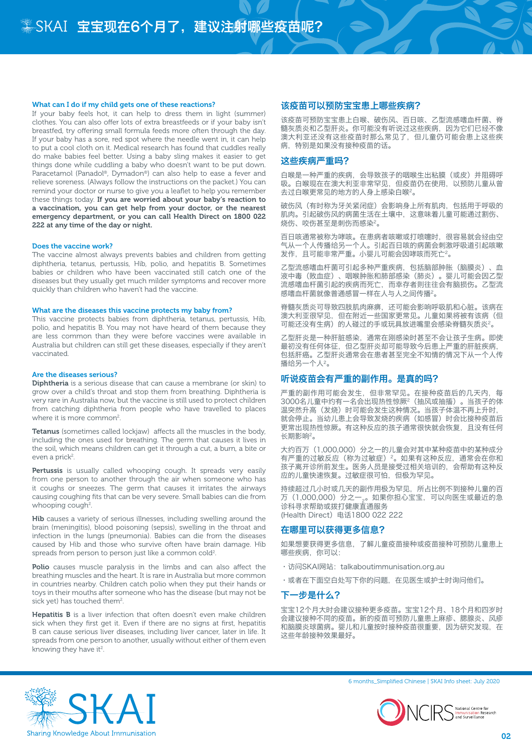# 宝宝现在6个月了，建议注射哪些疫苗呢？

### What can I do if my child gets one of these reactions?

If your baby feels hot, it can help to dress them in light (summer) clothes. You can also offer lots of extra breastfeeds or if your baby isn't breastfed, try offering small formula feeds more often through the day. If your baby has a sore, red spot where the needle went in, it can help to put a cool cloth on it. Medical research has found that cuddles really do make babies feel better. Using a baby sling makes it easier to get things done while cuddling a baby who doesn't want to be put down. Paracetamol (Panadol®, Dymadon®) can also help to ease a fever and relieve soreness. (Always follow the instructions on the packet.) You can remind your doctor or nurse to give you a leaflet to help you remember these things today. **If you are worried about your baby's reaction to a vaccination, you can get help from your doctor, or the nearest emergency department, or you can call Health Direct on 1800 022 222 at any time of the day or night.**

### Does the vaccine work?

The vaccine almost always prevents babies and children from getting diphtheria, tetanus, pertussis, Hib, polio, and hepatitis B. Sometimes babies or children who have been vaccinated still catch one of the diseases but they usually get much milder symptoms and recover more quickly than children who haven't had the vaccine.

### What are the diseases this vaccine protects my baby from?

This vaccine protects babies from diphtheria, tetanus, pertussis, Hib, polio, and hepatitis B. You may not have heard of them because they are less common than they were before vaccines were available in Australia but children can still get these diseases, especially if they aren't vaccinated.

### Are the diseases serious?

**Diphtheria** is a serious disease that can cause a membrane (or skin) to grow over a child's throat and stop them from breathing. Diphtheria is very rare in Australia now, but the vaccine is still used to protect children from catching diphtheria from people who have travelled to places where it is more common[2].

**Tetanus** (sometimes called lockjaw) affects all the muscles in the body, including the ones used for breathing. The germ that causes it lives in the soil, which means children can get it through a cut, a burn, a bite or even a prick[2].

**Pertussis** is usually called whooping cough. It spreads very easily from one person to another through the air when someone who has it coughs or sneezes. The germ that causes it irritates the airways causing coughing fits that can be very severe. Small babies can die from whooping cough[2].

**Hib** causes a variety of serious illnesses, including swelling around the brain (meningitis), blood poisoning (sepsis), swelling in the throat and infection in the lungs (pneumonia). Babies can die from the diseases caused by Hib and those who survive often have brain damage. Hib spreads from person to person just like a common cold[2].

**Polio** causes muscle paralysis in the limbs and can also affect the breathing muscles and the heart. It is rare in Australia but more common in countries nearby. Children catch polio when they put their hands or toys in their mouths after someone who has the disease (but may not be sick yet) has touched them[2].

**Hepatitis B** is a liver infection that often doesn't even make children sick when they first get it. Even if there are no signs at first, hepatitis B can cause serious liver diseases, including liver cancer, later in life. It spreads from one person to another, usually without either of them even knowing they have it[2].

### 该疫苗可以预防宝宝患上哪些疾病？

该疫苗可预防宝宝患上白喉、破伤风、百日咳、乙型流感嗜血杆菌、脊髓灰质炎和乙型肝炎。你可能没有听说过这些疾病，因为它们已经不像澳大利亚还没有这些疫苗时那么常见了，但儿童仍可能会患上这些疾病，特别是如果没有接种疫苗的话。

### 这些疾病严重吗？

白喉是一种严重的疾病，会导致孩子的咽喉生出粘膜（或皮）并阻碍呼吸。白喉现在在澳大利亚非常罕见，但疫苗仍在使用，以预防儿童从曾去过白喉更常见的地方的人身上感染白喉[2]。

破伤风（有时称为牙关紧闭症）会影响身上所有肌肉，包括用于呼吸的肌肉。引起破伤风的病菌生活在土壤中，这意味着儿童可能通过割伤、烧伤、咬伤甚至是刺伤而感染[2]。

百日咳通常被称为哮咳。在患病者咳嗽或打喷嚏时，很容易就会经由空气从一个人传播给另一个人。引起百日咳的病菌会刺激呼吸道引起咳嗽发作，且可能非常严重。小婴儿可能会因哮咳而死亡[2]。

乙型流感嗜血杆菌可引起多种严重疾病，包括脑部肿胀（脑膜炎）、血液中毒（败血症）、咽喉肿胀和肺部感染（肺炎）。婴儿可能会因乙型流感嗜血杆菌引起的疾病而死亡，而幸存者则往往会有脑损伤。乙型流感嗜血杆菌就像普通感冒一样在人与人之间传播[2]。

脊髓灰质炎可导致四肢肌肉麻痹，还可能会影响呼吸肌和心脏。该病在澳大利亚很罕见，但在附近一些国家更常见。儿童如果将被有该病（但可能还没有生病）的人碰过的手或玩具放进嘴里会感染脊髓灰质炎[2]。

乙型肝炎是一种肝脏感染，通常在刚感染时甚至不会让孩子生病。即使最初没有任何体征，但乙型肝炎却可能导致今后患上严重的肝脏疾病，包括肝癌。乙型肝炎通常会在患者甚至完全不知情的情况下从一个人传播给另一个人[2]。

### 听说疫苗会有严重的副作用。是真的吗？

严重的副作用可能会发生，但非常罕见。在接种疫苗后的几天内，每3000名儿童中约有一名会出现热性惊厥[2]（抽风或抽搐）。当孩子的体温突然升高（发烧）时可能会发生这种情况。当孩子体温不再上升时，就会停止。当幼儿患上会导致发烧的疾病（如感冒）时会比接种疫苗后更常出现热性惊厥。有这种反应的孩子通常很快就会恢复，且没有任何长期影响[2]。

大约百万（1,000,000）分之一的儿童会对其中某种疫苗中的某种成分有严重的过敏反应（称为过敏症）[2]。如果有这种反应，通常会在你和孩子离开诊所前发生。医务人员是接受过相关培训的，会帮助有这种反应的儿童快速恢复。过敏症很可怕，但极为罕见。

持续超过几小时或几天的副作用极为罕见，所占比例不到接种儿童的百万（1,000,000）分之一[2]。如果你担心宝宝，可以向医生或最近的急诊科寻求帮助或拨打健康直通服务
(Health Direct）电话1800 022 222

### 在哪里可以获得更多信息？

如果想要获得更多信息，了解儿童疫苗接种或疫苗接种可预防儿童患上哪些疾病，你可以：

- 访问SKAI网站：talkaboutimmunisation.org.au
- 或者在下面空白处写下你的问题，在见医生或护士时询问他们。

### 下一步是什么？

宝宝12个月大时会建议接种更多疫苗。宝宝12个月、18个月和四岁时会建议接种不同的疫苗。新的疫苗可预防儿童患上麻疹、腮腺炎、风疹和脑膜炎球菌病。婴儿和儿童按时接种疫苗很重要，因为研究发现，在这些年龄接种效果最好。

6 months_Simplified Chinese | SKAI Info sheet: July 2020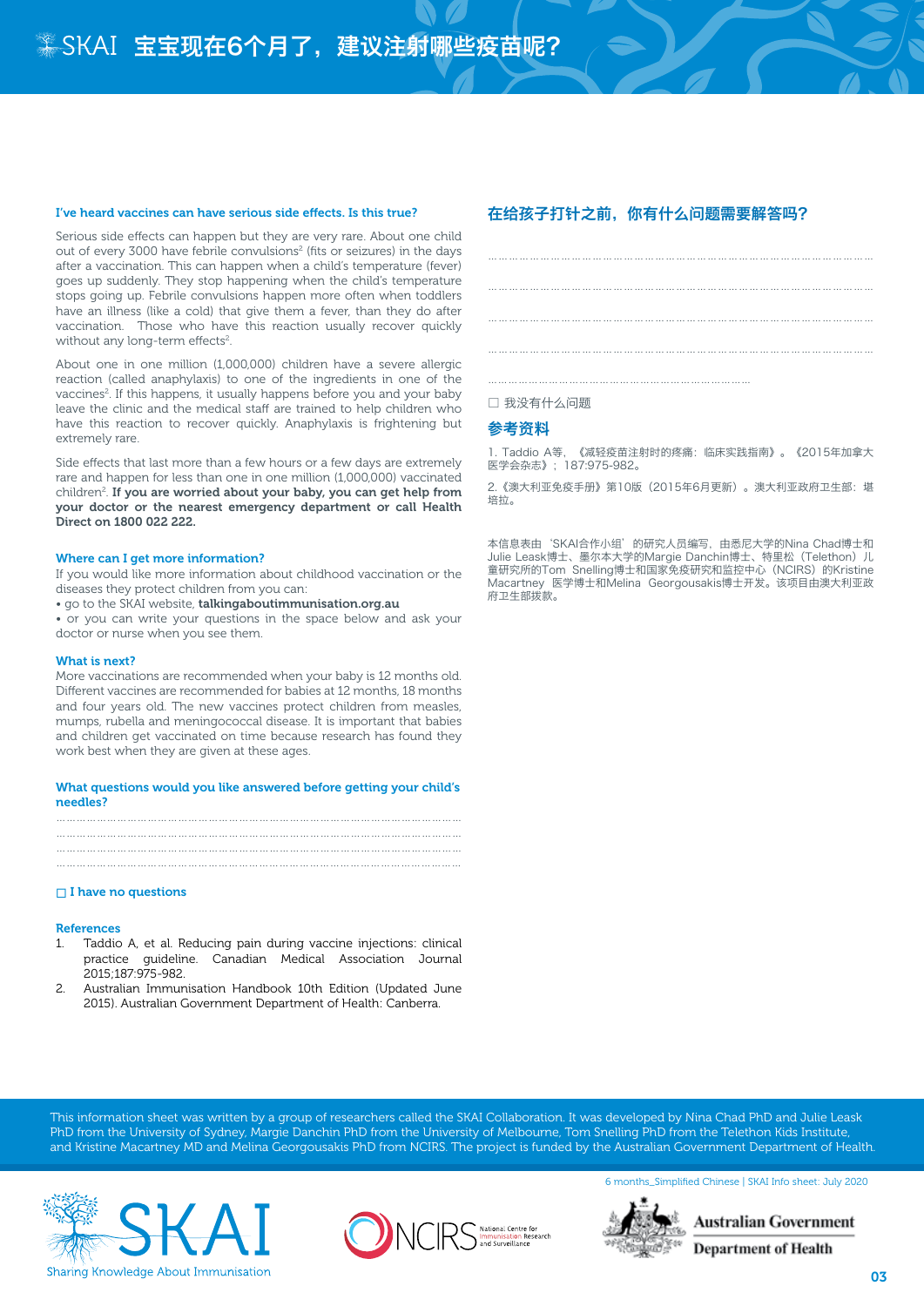# SKAI 宝宝现在6个月了，建议注射哪些疫苗呢？

### I've heard vaccines can have serious side effects. Is this true?

Serious side effects can happen but they are very rare. About one child out of every 3000 have febrile convulsions[2] (fits or seizures) in the days after a vaccination. This can happen when a child's temperature (fever) goes up suddenly. They stop happening when the child's temperature stops going up. Febrile convulsions happen more often when toddlers have an illness (like a cold) that give them a fever, than they do after vaccination. Those who have this reaction usually recover quickly without any long-term effects[2].

About one in one million (1,000,000) children have a severe allergic reaction (called anaphylaxis) to one of the ingredients in one of the vaccines[2]. If this happens, it usually happens before you and your baby leave the clinic and the medical staff are trained to help children who have this reaction to recover quickly. Anaphylaxis is frightening but extremely rare.

Side effects that last more than a few hours or a few days are extremely rare and happen for less than one in one million (1,000,000) vaccinated children[2]. **If you are worried about your baby, you can get help from your doctor or the nearest emergency department or call Health Direct on 1800 022 222.**

### Where can I get more information?

If you would like more information about childhood vaccination or the diseases they protect children from you can:

- go to the SKAI website, **talkingaboutimmunisation.org.au**
- or you can write your questions in the space below and ask your doctor or nurse when you see them.

### What is next?

More vaccinations are recommended when your baby is 12 months old. Different vaccines are recommended for babies at 12 months, 18 months and four years old. The new vaccines protect children from measles, mumps, rubella and meningococcal disease. It is important that babies and children get vaccinated on time because research has found they work best when they are given at these ages.

### What questions would you like answered before getting your child's needles?

……………………………………………………………………………………

……………………………………………………………………………………

……………………………………………………………………………………

……………………………………………………………………………………

☐ **I have no questions**

### References

1. Taddio A, et al. Reducing pain during vaccine injections: clinical practice guideline. Canadian Medical Association Journal 2015;187:975-982.
2. Australian Immunisation Handbook 10th Edition (Updated June 2015). Australian Government Department of Health: Canberra.

### 在给孩子打针之前，你有什么问题需要解答吗？

……………………………………………………………………………………

……………………………………………………………………………………

……………………………………………………………………………………

……………………………………………………………………………………

……………………………………………………………………

☐ 我没有什么问题

### 参考资料

1. Taddio A等，《减轻疫苗注射时的疼痛：临床实践指南》。《2015年加拿大医学会杂志》；187:975-982。

2.《澳大利亚免疫手册》第10版（2015年6月更新）。澳大利亚政府卫生部：堪培拉。

本信息表由‘SKAI合作小组’的研究人员编写，由悉尼大学的Nina Chad博士和Julie Leask博士、墨尔本大学的Margie Danchin博士、特里松（Telethon）儿童研究所的Tom Snelling博士和国家免疫研究和监控中心（NCIRS）的Kristine Macartney 医学博士和Melina Georgousakis博士开发。该项目由澳大利亚政府卫生部拨款。

This information sheet was written by a group of researchers called the SKAI Collaboration. It was developed by Nina Chad PhD and Julie Leask PhD from the University of Sydney, Margie Danchin PhD from the University of Melbourne, Tom Snelling PhD from the Telethon Kids Institute, and Kristine Macartney MD and Melina Georgousakis PhD from NCIRS. The project is funded by the Australian Government Department of Health.

SKAI Sharing Knowledge About Immunisation

NCIRS National Centre for Immunisation Research and Surveillance

Australian Government Department of Health

6 months_Simplified Chinese | SKAI Info sheet: July 2020